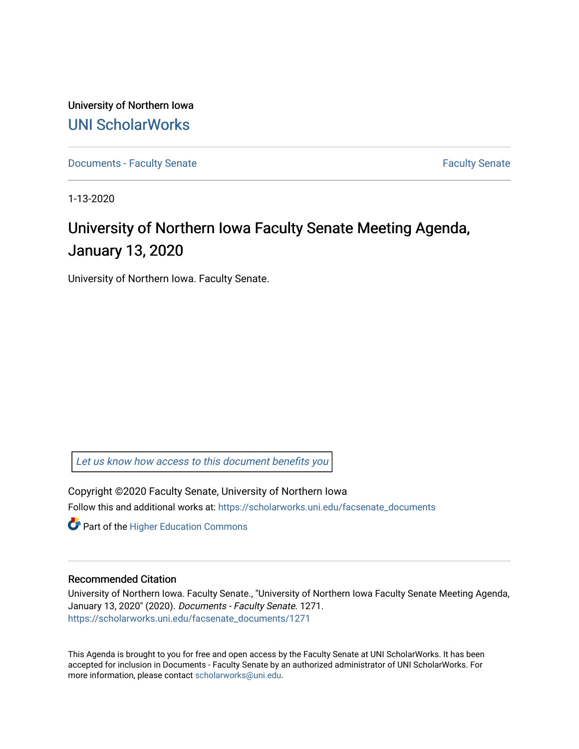University of Northern Iowa

UNI ScholarWorks

Documents - Faculty Senate

Faculty Senate

1-13-2020

# University of Northern Iowa Faculty Senate Meeting Agenda, January 13, 2020

University of Northern Iowa. Faculty Senate.

*Let us know how access to this document benefits you*

Copyright ©2020 Faculty Senate, University of Northern Iowa

Follow this and additional works at: https://scholarworks.uni.edu/facsenate_documents

Part of the Higher Education Commons

## Recommended Citation

University of Northern Iowa. Faculty Senate., "University of Northern Iowa Faculty Senate Meeting Agenda, January 13, 2020" (2020). *Documents - Faculty Senate*. 1271.
https://scholarworks.uni.edu/facsenate_documents/1271

This Agenda is brought to you for free and open access by the Faculty Senate at UNI ScholarWorks. It has been accepted for inclusion in Documents - Faculty Senate by an authorized administrator of UNI ScholarWorks. For more information, please contact scholarworks@uni.edu.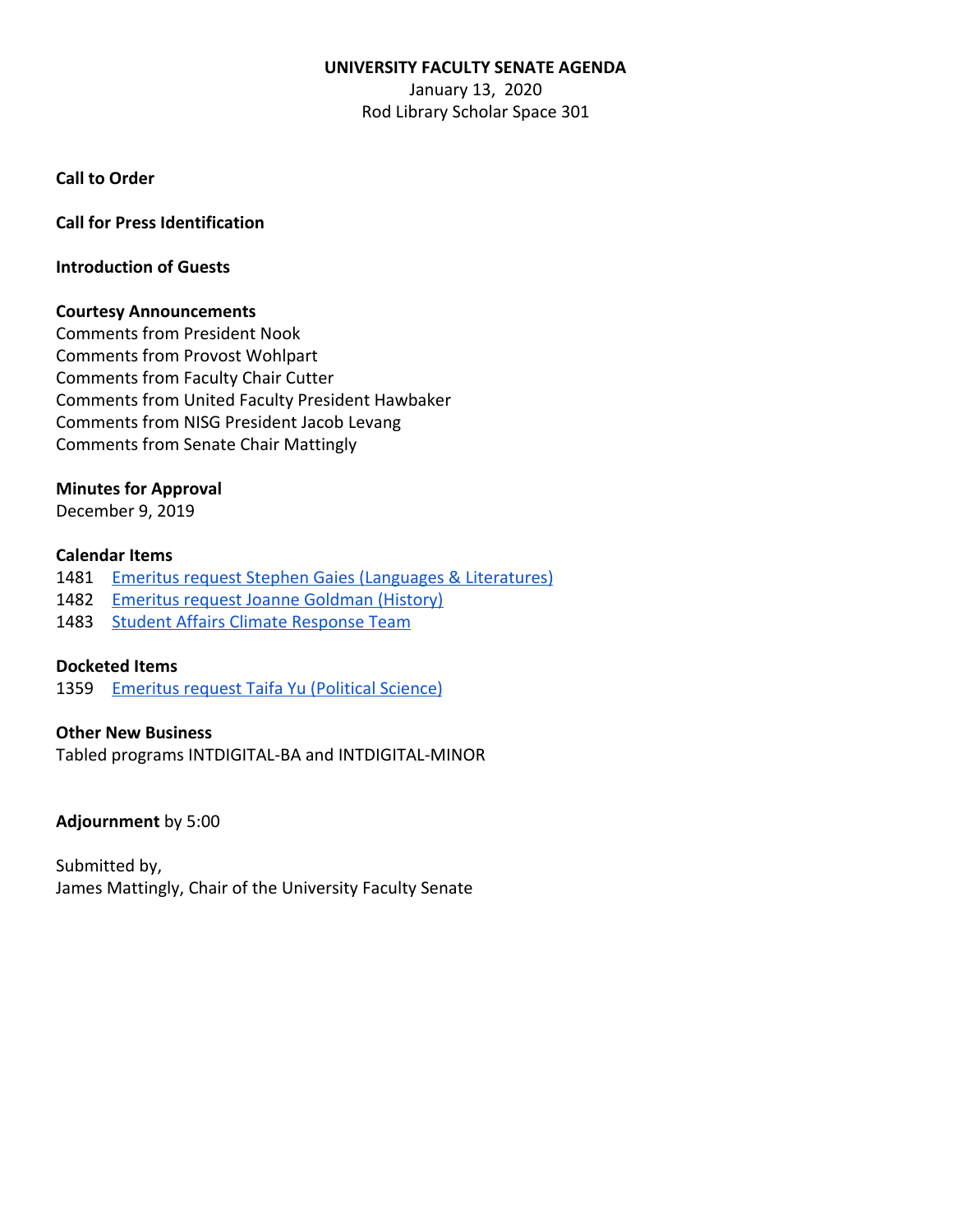# UNIVERSITY FACULTY SENATE AGENDA

January 13, 2020
Rod Library Scholar Space 301

**Call to Order**

**Call for Press Identification**

**Introduction of Guests**

**Courtesy Announcements**
Comments from President Nook
Comments from Provost Wohlpart
Comments from Faculty Chair Cutter
Comments from United Faculty President Hawbaker
Comments from NISG President Jacob Levang
Comments from Senate Chair Mattingly

**Minutes for Approval**
December 9, 2019

**Calendar Items**
1481 Emeritus request Stephen Gaies (Languages & Literatures)
1482 Emeritus request Joanne Goldman (History)
1483 Student Affairs Climate Response Team

**Docketed Items**
1359 Emeritus request Taifa Yu (Political Science)

**Other New Business**
Tabled programs INTDIGITAL-BA and INTDIGITAL-MINOR

**Adjournment** by 5:00

Submitted by,
James Mattingly, Chair of the University Faculty Senate